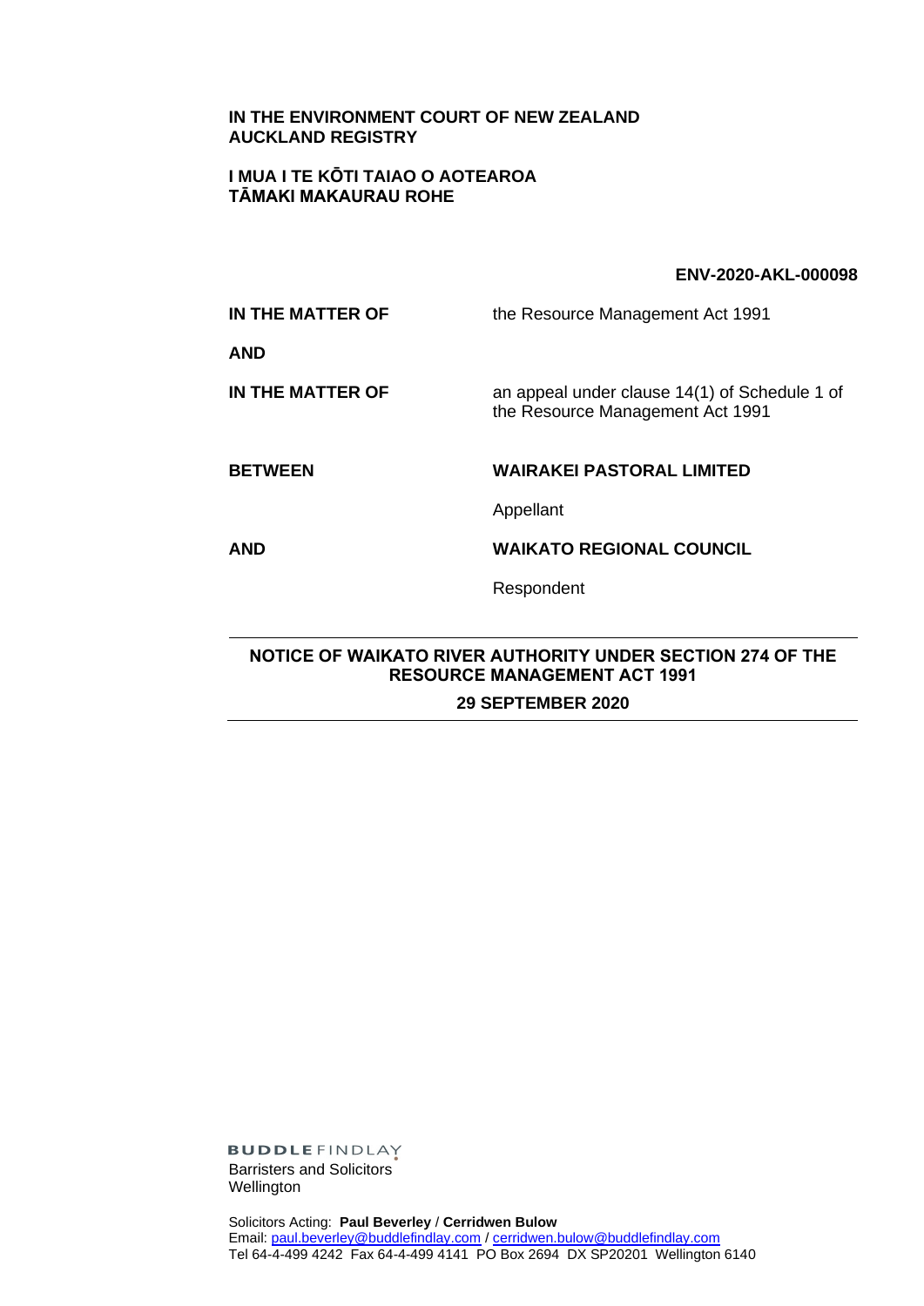**IN THE ENVIRONMENT COURT OF NEW ZEALAND**
**AUCKLAND REGISTRY**

**I MUA I TE KŌTI TAIAO O AOTEAROA**
**TĀMAKI MAKAURAU ROHE**

**ENV-2020-AKL-000098**

| | |
|---|---|
| **IN THE MATTER OF** | the Resource Management Act 1991 |
| **AND** | |
| **IN THE MATTER OF** | an appeal under clause 14(1) of Schedule 1 of the Resource Management Act 1991 |
| **BETWEEN** | **WAIRAKEI PASTORAL LIMITED** |
| | Appellant |
| **AND** | **WAIKATO REGIONAL COUNCIL** |
| | Respondent |

---

**NOTICE OF WAIKATO RIVER AUTHORITY UNDER SECTION 274 OF THE RESOURCE MANAGEMENT ACT 1991**

**29 SEPTEMBER 2020**

---

**BUDDLE** FINDLAY
Barristers and Solicitors
Wellington

Solicitors Acting: **Paul Beverley** / **Cerridwen Bulow**
Email: paul.beverley@buddlefindlay.com / cerridwen.bulow@buddlefindlay.com
Tel 64-4-499 4242 Fax 64-4-499 4141 PO Box 2694 DX SP20201 Wellington 6140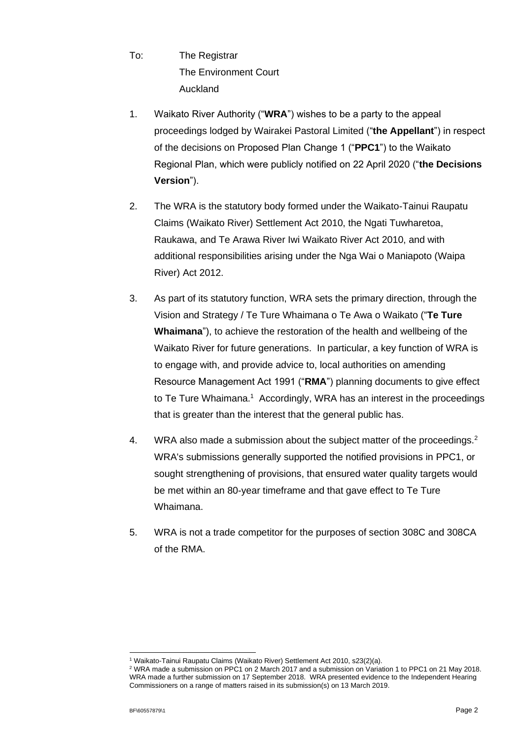To: The Registrar
The Environment Court
Auckland

1. Waikato River Authority ("**WRA**") wishes to be a party to the appeal proceedings lodged by Wairakei Pastoral Limited ("**the Appellant**") in respect of the decisions on Proposed Plan Change 1 ("**PPC1**") to the Waikato Regional Plan, which were publicly notified on 22 April 2020 ("**the Decisions Version**").

2. The WRA is the statutory body formed under the Waikato-Tainui Raupatu Claims (Waikato River) Settlement Act 2010, the Ngati Tuwharetoa, Raukawa, and Te Arawa River Iwi Waikato River Act 2010, and with additional responsibilities arising under the Nga Wai o Maniapoto (Waipa River) Act 2012.

3. As part of its statutory function, WRA sets the primary direction, through the Vision and Strategy / Te Ture Whaimana o Te Awa o Waikato ("**Te Ture Whaimana**"), to achieve the restoration of the health and wellbeing of the Waikato River for future generations. In particular, a key function of WRA is to engage with, and provide advice to, local authorities on amending Resource Management Act 1991 ("**RMA**") planning documents to give effect to Te Ture Whaimana.[1] Accordingly, WRA has an interest in the proceedings that is greater than the interest that the general public has.

4. WRA also made a submission about the subject matter of the proceedings.[2] WRA's submissions generally supported the notified provisions in PPC1, or sought strengthening of provisions, that ensured water quality targets would be met within an 80-year timeframe and that gave effect to Te Ture Whaimana.

5. WRA is not a trade competitor for the purposes of section 308C and 308CA of the RMA.

---

[1] Waikato-Tainui Raupatu Claims (Waikato River) Settlement Act 2010, s23(2)(a).

[2] WRA made a submission on PPC1 on 2 March 2017 and a submission on Variation 1 to PPC1 on 21 May 2018. WRA made a further submission on 17 September 2018. WRA presented evidence to the Independent Hearing Commissioners on a range of matters raised in its submission(s) on 13 March 2019.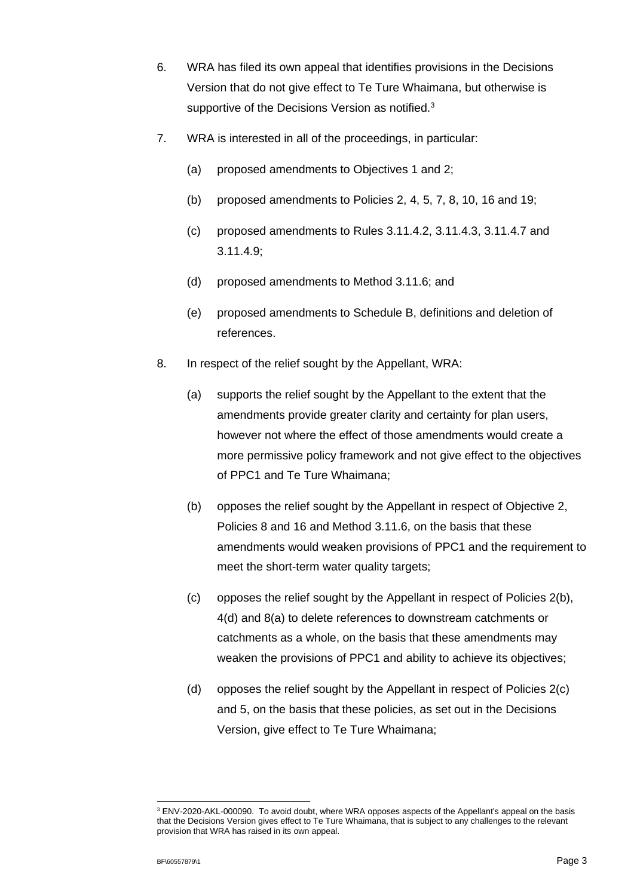6. WRA has filed its own appeal that identifies provisions in the Decisions Version that do not give effect to Te Ture Whaimana, but otherwise is supportive of the Decisions Version as notified.[3]

7. WRA is interested in all of the proceedings, in particular:

   (a) proposed amendments to Objectives 1 and 2;

   (b) proposed amendments to Policies 2, 4, 5, 7, 8, 10, 16 and 19;

   (c) proposed amendments to Rules 3.11.4.2, 3.11.4.3, 3.11.4.7 and 3.11.4.9;

   (d) proposed amendments to Method 3.11.6; and

   (e) proposed amendments to Schedule B, definitions and deletion of references.

8. In respect of the relief sought by the Appellant, WRA:

   (a) supports the relief sought by the Appellant to the extent that the amendments provide greater clarity and certainty for plan users, however not where the effect of those amendments would create a more permissive policy framework and not give effect to the objectives of PPC1 and Te Ture Whaimana;

   (b) opposes the relief sought by the Appellant in respect of Objective 2, Policies 8 and 16 and Method 3.11.6, on the basis that these amendments would weaken provisions of PPC1 and the requirement to meet the short-term water quality targets;

   (c) opposes the relief sought by the Appellant in respect of Policies 2(b), 4(d) and 8(a) to delete references to downstream catchments or catchments as a whole, on the basis that these amendments may weaken the provisions of PPC1 and ability to achieve its objectives;

   (d) opposes the relief sought by the Appellant in respect of Policies 2(c) and 5, on the basis that these policies, as set out in the Decisions Version, give effect to Te Ture Whaimana;

---

[3] ENV-2020-AKL-000090. To avoid doubt, where WRA opposes aspects of the Appellant's appeal on the basis that the Decisions Version gives effect to Te Ture Whaimana, that is subject to any challenges to the relevant provision that WRA has raised in its own appeal.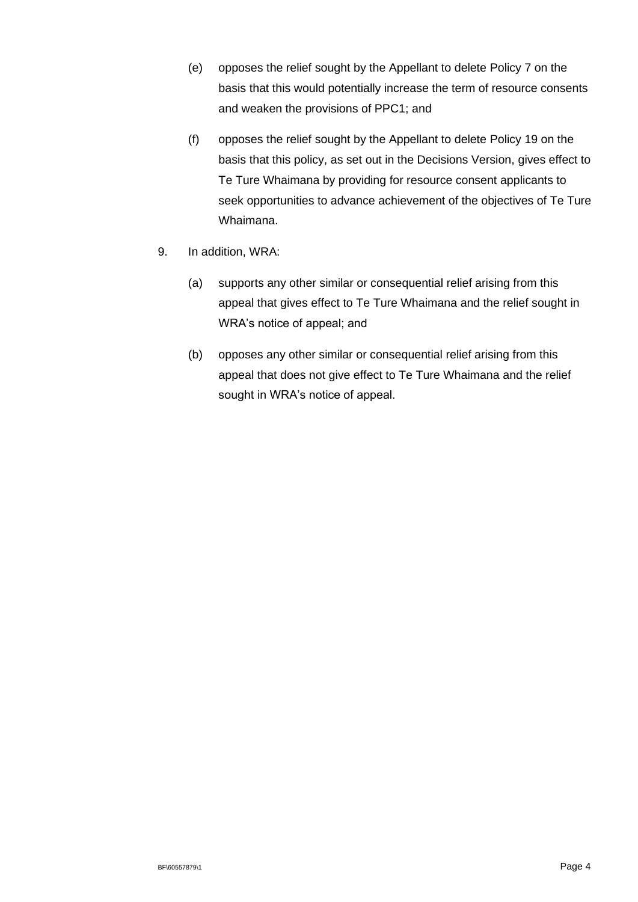(e) opposes the relief sought by the Appellant to delete Policy 7 on the basis that this would potentially increase the term of resource consents and weaken the provisions of PPC1; and

(f) opposes the relief sought by the Appellant to delete Policy 19 on the basis that this policy, as set out in the Decisions Version, gives effect to Te Ture Whaimana by providing for resource consent applicants to seek opportunities to advance achievement of the objectives of Te Ture Whaimana.

9. In addition, WRA:

(a) supports any other similar or consequential relief arising from this appeal that gives effect to Te Ture Whaimana and the relief sought in WRA's notice of appeal; and

(b) opposes any other similar or consequential relief arising from this appeal that does not give effect to Te Ture Whaimana and the relief sought in WRA's notice of appeal.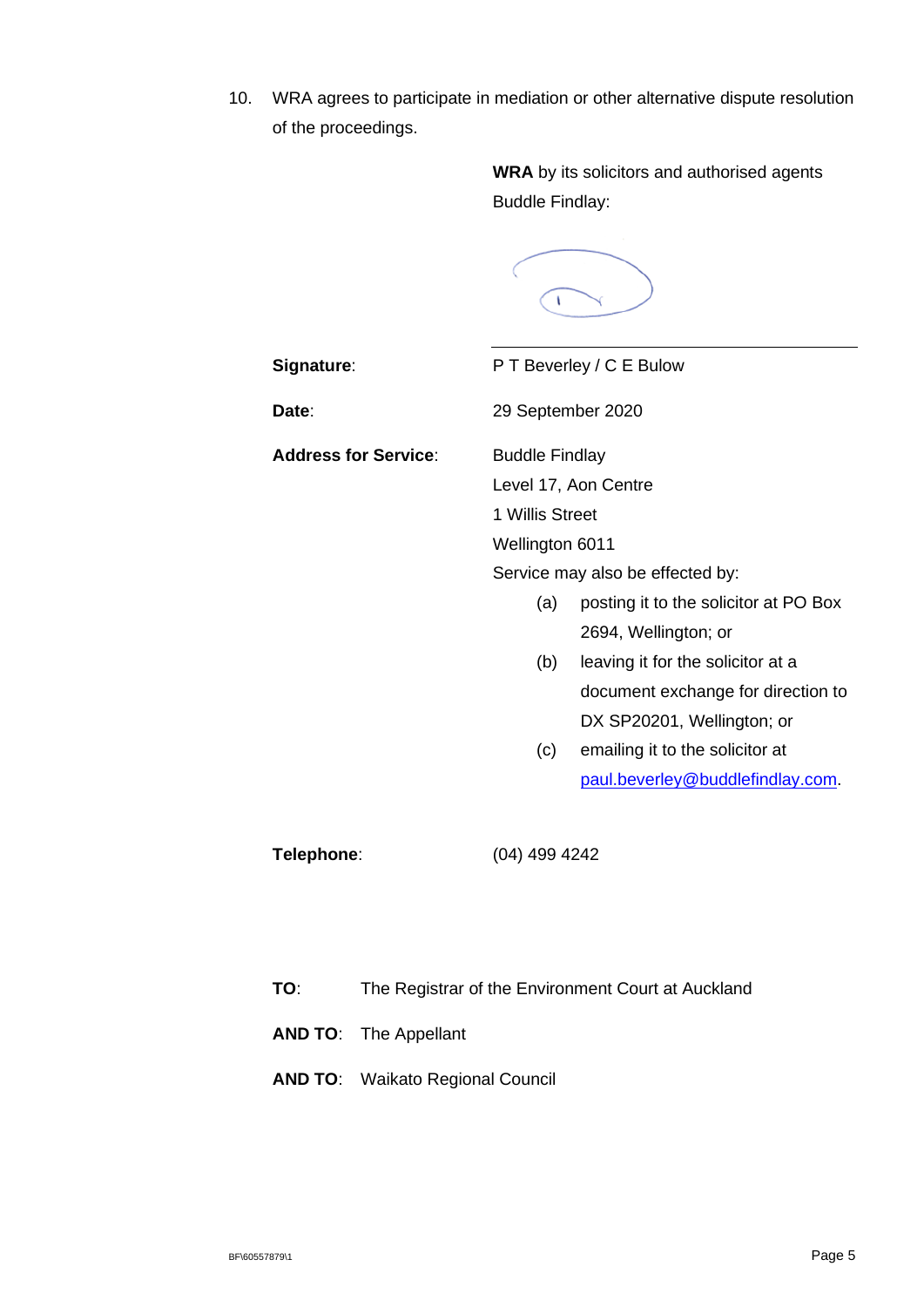10. WRA agrees to participate in mediation or other alternative dispute resolution of the proceedings.

**WRA** by its solicitors and authorised agents Buddle Findlay:

**Signature**: P T Beverley / C E Bulow

**Date**: 29 September 2020

**Address for Service**: Buddle Findlay
Level 17, Aon Centre
1 Willis Street
Wellington 6011
Service may also be effected by:

(a) posting it to the solicitor at PO Box 2694, Wellington; or
(b) leaving it for the solicitor at a document exchange for direction to DX SP20201, Wellington; or
(c) emailing it to the solicitor at paul.beverley@buddlefindlay.com.

**Telephone**: (04) 499 4242

**TO**: The Registrar of the Environment Court at Auckland

**AND TO**: The Appellant

**AND TO**: Waikato Regional Council

BF\60557879\1